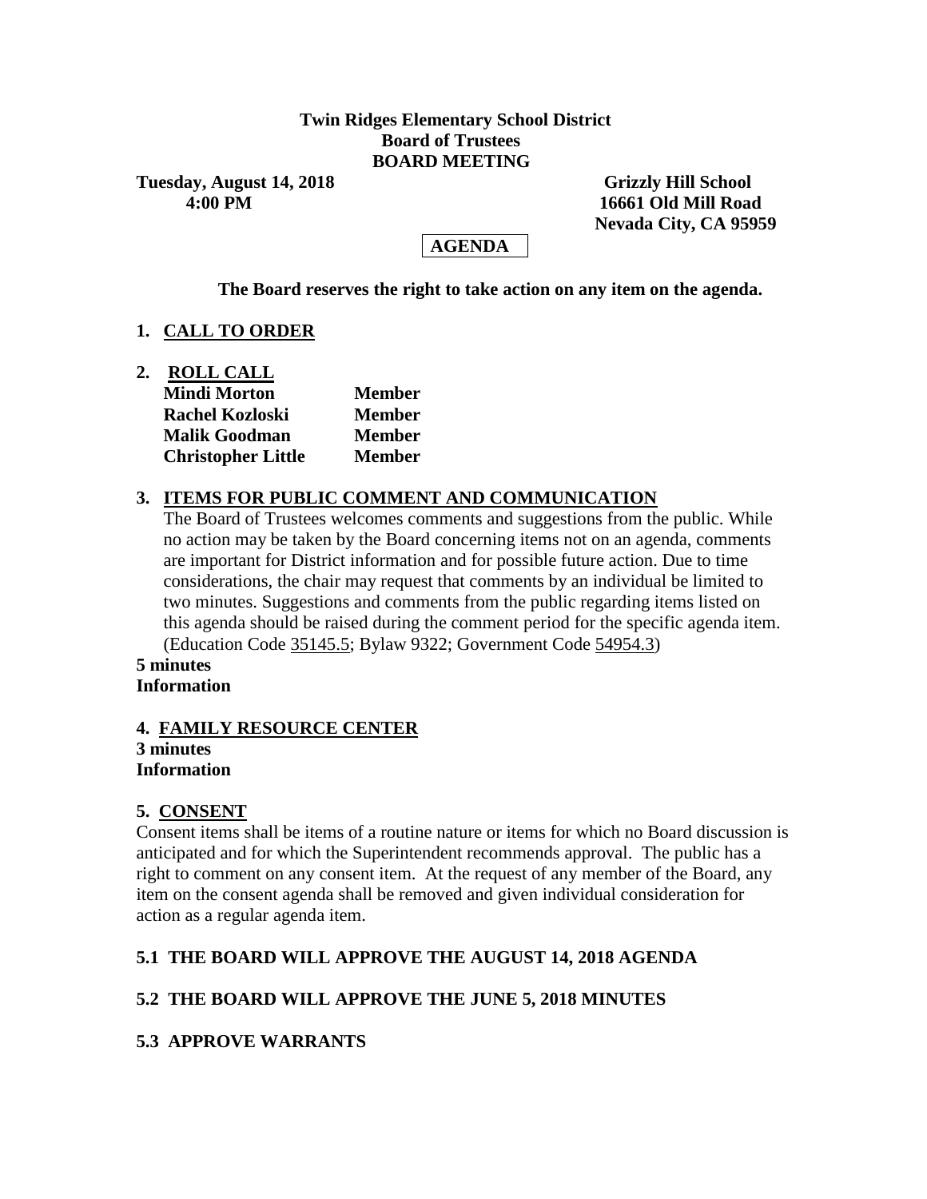**Twin Ridges Elementary School District**
**Board of Trustees**
**BOARD MEETING**

**Tuesday, August 14, 2018**
**4:00 PM**

**Grizzly Hill School**
**16661 Old Mill Road**
**Nevada City, CA 95959**

**AGENDA**

**The Board reserves the right to take action on any item on the agenda.**

## 1. CALL TO ORDER

## 2. ROLL CALL

| | |
|---|---|
| **Mindi Morton** | **Member** |
| **Rachel Kozloski** | **Member** |
| **Malik Goodman** | **Member** |
| **Christopher Little** | **Member** |

## 3. ITEMS FOR PUBLIC COMMENT AND COMMUNICATION

The Board of Trustees welcomes comments and suggestions from the public. While no action may be taken by the Board concerning items not on an agenda, comments are important for District information and for possible future action. Due to time considerations, the chair may request that comments by an individual be limited to two minutes. Suggestions and comments from the public regarding items listed on this agenda should be raised during the comment period for the specific agenda item. (Education Code 35145.5; Bylaw 9322; Government Code 54954.3)

**5 minutes**
**Information**

## 4. FAMILY RESOURCE CENTER

**3 minutes**
**Information**

## 5. CONSENT

Consent items shall be items of a routine nature or items for which no Board discussion is anticipated and for which the Superintendent recommends approval. The public has a right to comment on any consent item. At the request of any member of the Board, any item on the consent agenda shall be removed and given individual consideration for action as a regular agenda item.

### 5.1 THE BOARD WILL APPROVE THE AUGUST 14, 2018 AGENDA

### 5.2 THE BOARD WILL APPROVE THE JUNE 5, 2018 MINUTES

### 5.3 APPROVE WARRANTS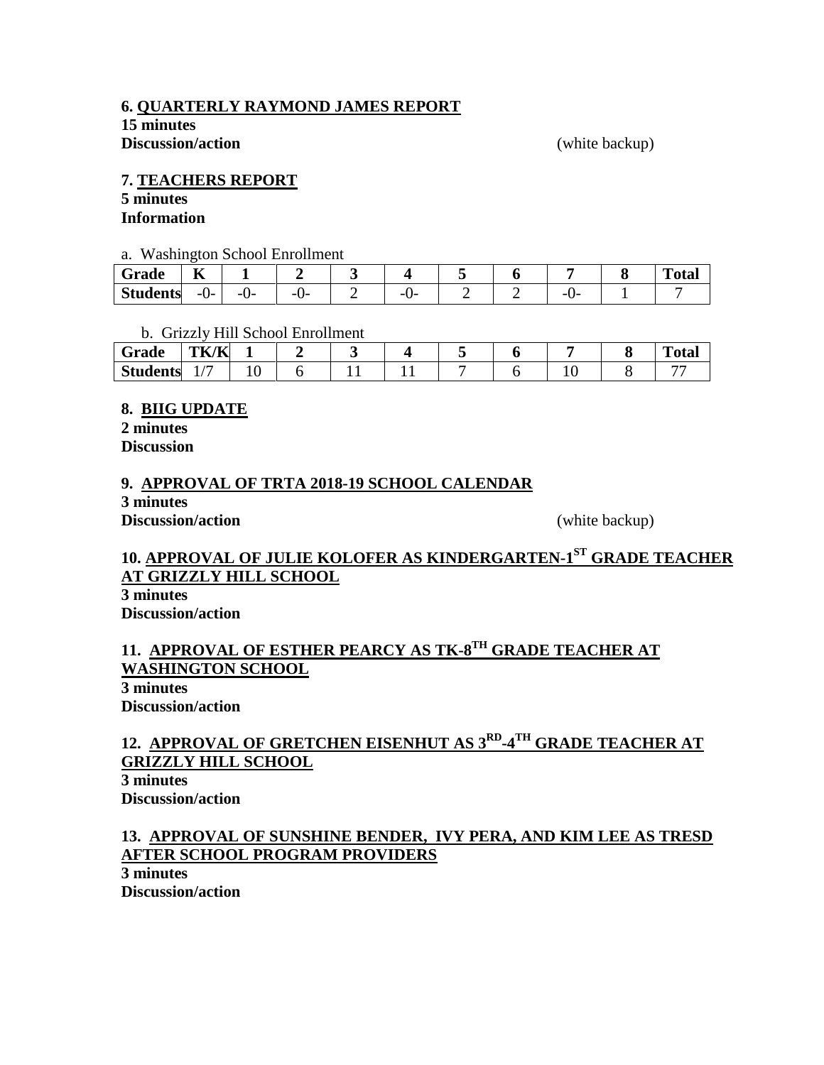**6. QUARTERLY RAYMOND JAMES REPORT**
**15 minutes**
**Discussion/action** (white backup)

**7. TEACHERS REPORT**
**5 minutes**
**Information**

a. Washington School Enrollment

| Grade | K | 1 | 2 | 3 | 4 | 5 | 6 | 7 | 8 | Total |
|---|---|---|---|---|---|---|---|---|---|---|
| Students | -0- | -0- | -0- | 2 | -0- | 2 | 2 | -0- | 1 | 7 |

b. Grizzly Hill School Enrollment

| Grade | TK/K | 1 | 2 | 3 | 4 | 5 | 6 | 7 | 8 | Total |
|---|---|---|---|---|---|---|---|---|---|---|
| Students | 1/7 | 10 | 6 | 11 | 11 | 7 | 6 | 10 | 8 | 77 |

**8. BIIG UPDATE**
**2 minutes**
**Discussion**

**9. APPROVAL OF TRTA 2018-19 SCHOOL CALENDAR**
**3 minutes**
**Discussion/action** (white backup)

**10. APPROVAL OF JULIE KOLOFER AS KINDERGARTEN-1ST GRADE TEACHER AT GRIZZLY HILL SCHOOL**
**3 minutes**
**Discussion/action**

**11. APPROVAL OF ESTHER PEARCY AS TK-8TH GRADE TEACHER AT WASHINGTON SCHOOL**
**3 minutes**
**Discussion/action**

**12. APPROVAL OF GRETCHEN EISENHUT AS 3RD-4TH GRADE TEACHER AT GRIZZLY HILL SCHOOL**
**3 minutes**
**Discussion/action**

**13. APPROVAL OF SUNSHINE BENDER, IVY PERA, AND KIM LEE AS TRESD AFTER SCHOOL PROGRAM PROVIDERS**
**3 minutes**
**Discussion/action**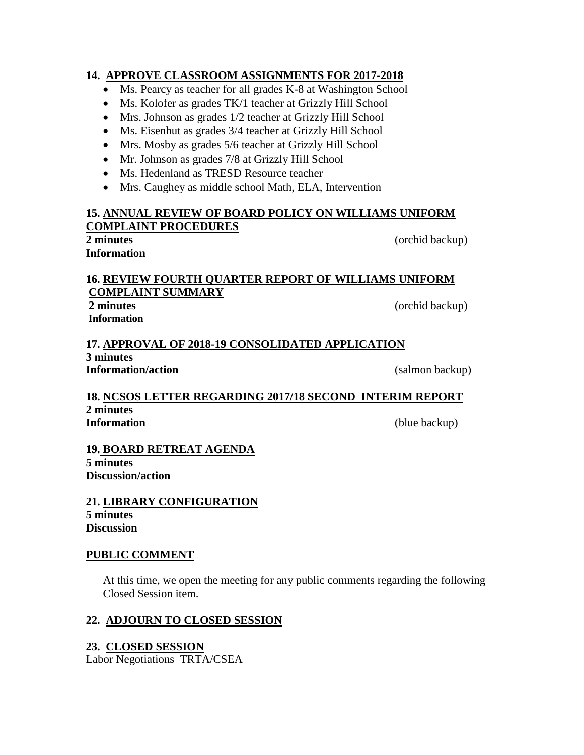**14. <u>APPROVE CLASSROOM ASSIGNMENTS FOR 2017-2018</u>**

- Ms. Pearcy as teacher for all grades K-8 at Washington School
- Ms. Kolofer as grades TK/1 teacher at Grizzly Hill School
- Mrs. Johnson as grades 1/2 teacher at Grizzly Hill School
- Ms. Eisenhut as grades 3/4 teacher at Grizzly Hill School
- Mrs. Mosby as grades 5/6 teacher at Grizzly Hill School
- Mr. Johnson as grades 7/8 at Grizzly Hill School
- Ms. Hedenland as TRESD Resource teacher
- Mrs. Caughey as middle school Math, ELA, Intervention

**15. <u>ANNUAL REVIEW OF BOARD POLICY ON WILLIAMS UNIFORM COMPLAINT PROCEDURES</u>**
**2 minutes** (orchid backup)
**Information**

**16. <u>REVIEW FOURTH QUARTER REPORT OF WILLIAMS UNIFORM COMPLAINT SUMMARY</u>**
**2 minutes** (orchid backup)
**Information**

**17. <u>APPROVAL OF 2018-19 CONSOLIDATED APPLICATION</u>**
**3 minutes**
**Information/action** (salmon backup)

**18. <u>NCSOS LETTER REGARDING 2017/18 SECOND INTERIM REPORT</u>**
**2 minutes**
**Information** (blue backup)

**19. <u>BOARD RETREAT AGENDA</u>**
**5 minutes**
**Discussion/action**

**21. <u>LIBRARY CONFIGURATION</u>**
**5 minutes**
**Discussion**

**<u>PUBLIC COMMENT</u>**

At this time, we open the meeting for any public comments regarding the following Closed Session item.

**22. <u>ADJOURN TO CLOSED SESSION</u>**

**23. <u>CLOSED SESSION</u>**
Labor Negotiations TRTA/CSEA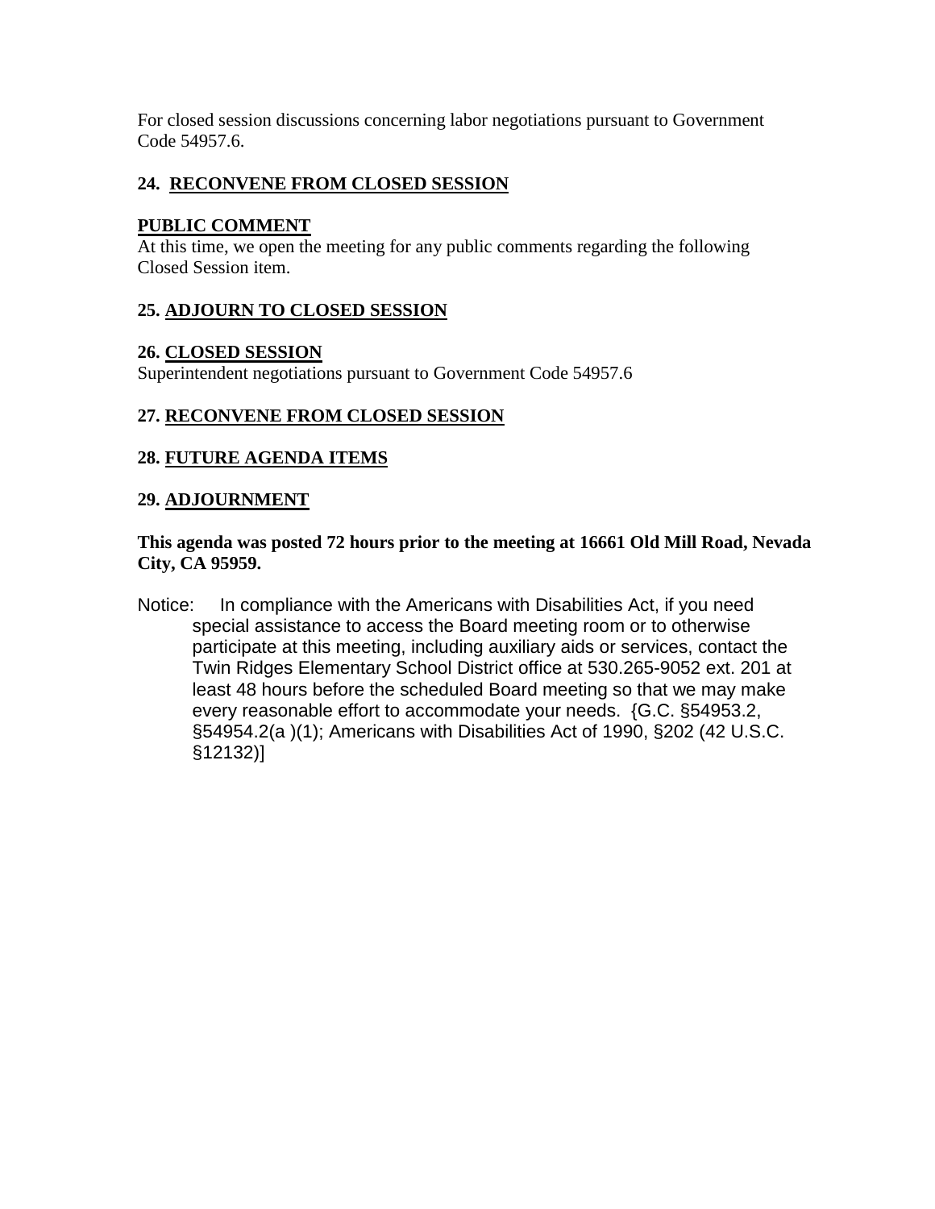For closed session discussions concerning labor negotiations pursuant to Government Code 54957.6.

**24. RECONVENE FROM CLOSED SESSION**

**PUBLIC COMMENT**
At this time, we open the meeting for any public comments regarding the following Closed Session item.

**25. ADJOURN TO CLOSED SESSION**

**26. CLOSED SESSION**
Superintendent negotiations pursuant to Government Code 54957.6

**27. RECONVENE FROM CLOSED SESSION**

**28. FUTURE AGENDA ITEMS**

**29. ADJOURNMENT**

**This agenda was posted 72 hours prior to the meeting at 16661 Old Mill Road, Nevada City, CA 95959.**

Notice: In compliance with the Americans with Disabilities Act, if you need special assistance to access the Board meeting room or to otherwise participate at this meeting, including auxiliary aids or services, contact the Twin Ridges Elementary School District office at 530.265-9052 ext. 201 at least 48 hours before the scheduled Board meeting so that we may make every reasonable effort to accommodate your needs. {G.C. §54953.2, §54954.2(a )(1); Americans with Disabilities Act of 1990, §202 (42 U.S.C. §12132)]